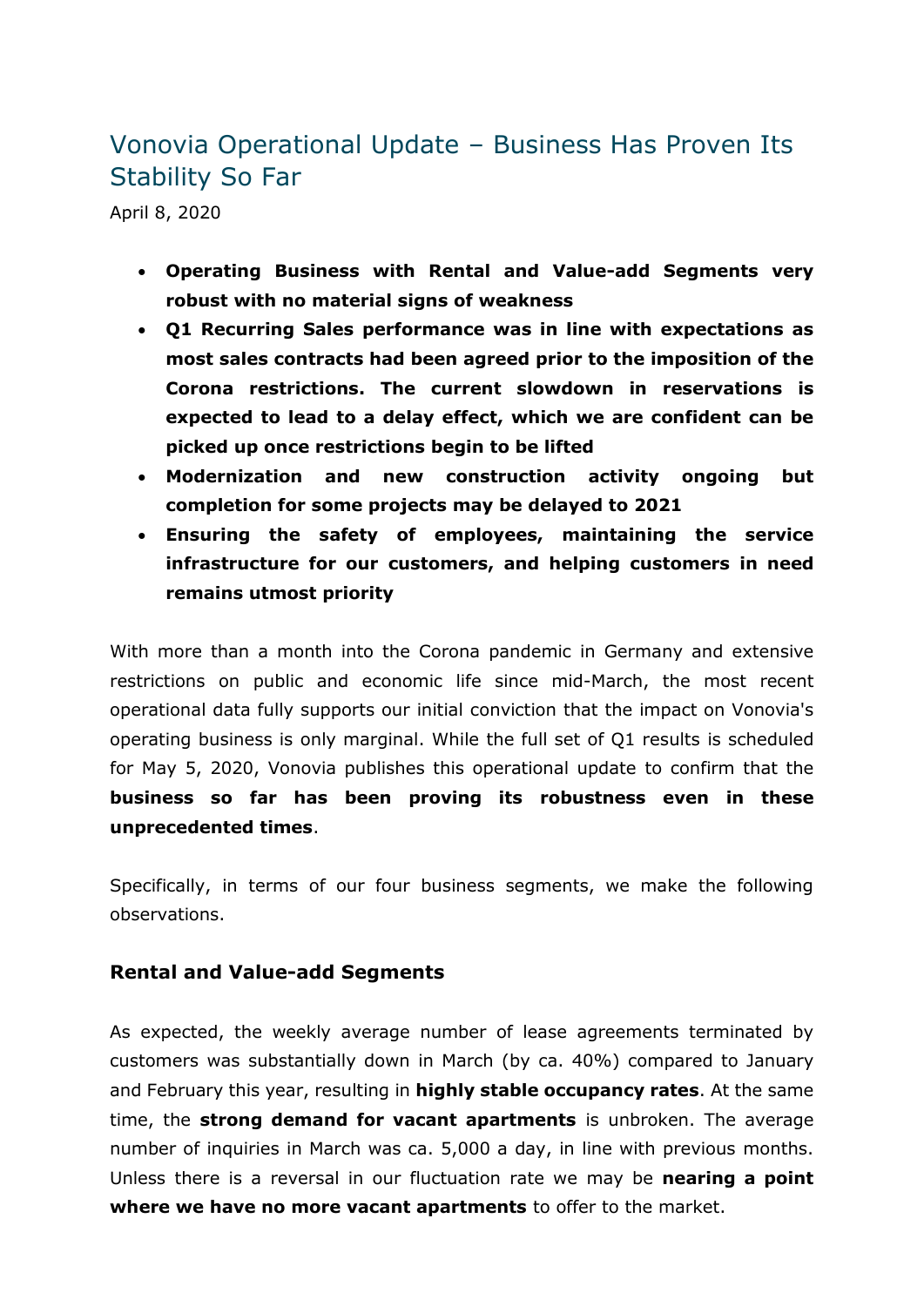# Vonovia Operational Update – Business Has Proven Its Stability So Far

April 8, 2020

- **Operating Business with Rental and Value-add Segments very robust with no material signs of weakness**
- **Q1 Recurring Sales performance was in line with expectations as most sales contracts had been agreed prior to the imposition of the Corona restrictions. The current slowdown in reservations is expected to lead to a delay effect, which we are confident can be picked up once restrictions begin to be lifted**
- **Modernization and new construction activity ongoing but completion for some projects may be delayed to 2021**
- **Ensuring the safety of employees, maintaining the service infrastructure for our customers, and helping customers in need remains utmost priority**

With more than a month into the Corona pandemic in Germany and extensive restrictions on public and economic life since mid-March, the most recent operational data fully supports our initial conviction that the impact on Vonovia's operating business is only marginal. While the full set of Q1 results is scheduled for May 5, 2020, Vonovia publishes this operational update to confirm that the **business so far has been proving its robustness even in these unprecedented times**.

Specifically, in terms of our four business segments, we make the following observations.

### Rental and Value-add Segments

As expected, the weekly average number of lease agreements terminated by customers was substantially down in March (by ca. 40%) compared to January and February this year, resulting in **highly stable occupancy rates**. At the same time, the **strong demand for vacant apartments** is unbroken. The average number of inquiries in March was ca. 5,000 a day, in line with previous months. Unless there is a reversal in our fluctuation rate we may be **nearing a point where we have no more vacant apartments** to offer to the market.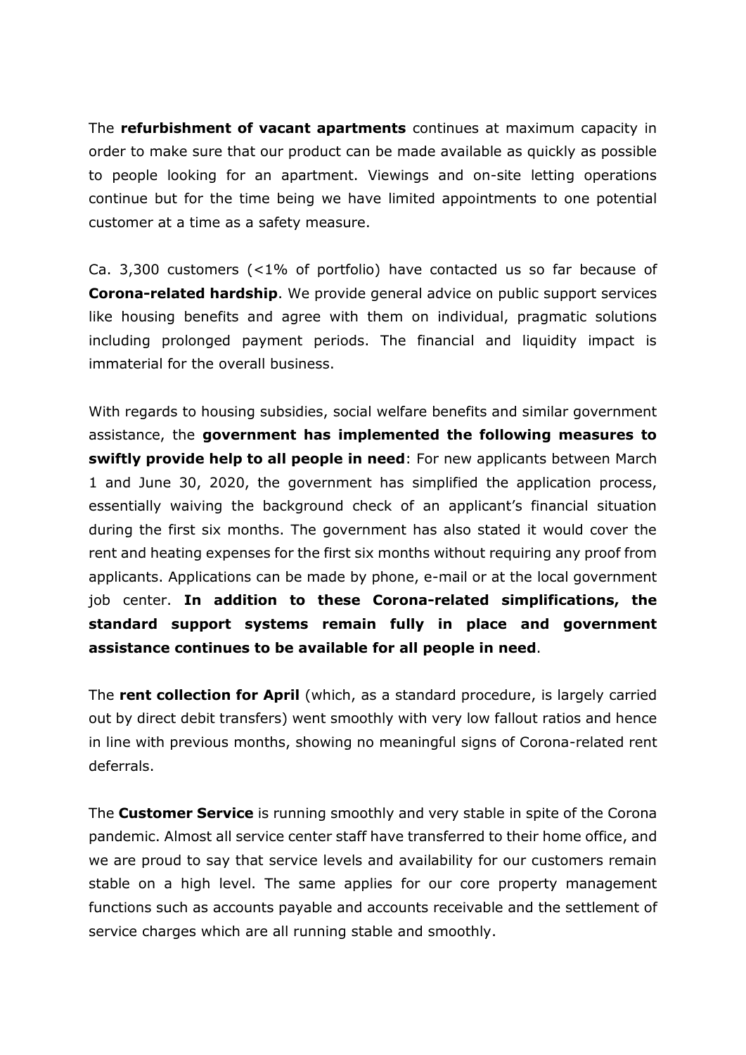The **refurbishment of vacant apartments** continues at maximum capacity in order to make sure that our product can be made available as quickly as possible to people looking for an apartment. Viewings and on-site letting operations continue but for the time being we have limited appointments to one potential customer at a time as a safety measure.

Ca. 3,300 customers (<1% of portfolio) have contacted us so far because of **Corona-related hardship**. We provide general advice on public support services like housing benefits and agree with them on individual, pragmatic solutions including prolonged payment periods. The financial and liquidity impact is immaterial for the overall business.

With regards to housing subsidies, social welfare benefits and similar government assistance, the **government has implemented the following measures to swiftly provide help to all people in need**: For new applicants between March 1 and June 30, 2020, the government has simplified the application process, essentially waiving the background check of an applicant's financial situation during the first six months. The government has also stated it would cover the rent and heating expenses for the first six months without requiring any proof from applicants. Applications can be made by phone, e-mail or at the local government job center. **In addition to these Corona-related simplifications, the standard support systems remain fully in place and government assistance continues to be available for all people in need**.

The **rent collection for April** (which, as a standard procedure, is largely carried out by direct debit transfers) went smoothly with very low fallout ratios and hence in line with previous months, showing no meaningful signs of Corona-related rent deferrals.

The **Customer Service** is running smoothly and very stable in spite of the Corona pandemic. Almost all service center staff have transferred to their home office, and we are proud to say that service levels and availability for our customers remain stable on a high level. The same applies for our core property management functions such as accounts payable and accounts receivable and the settlement of service charges which are all running stable and smoothly.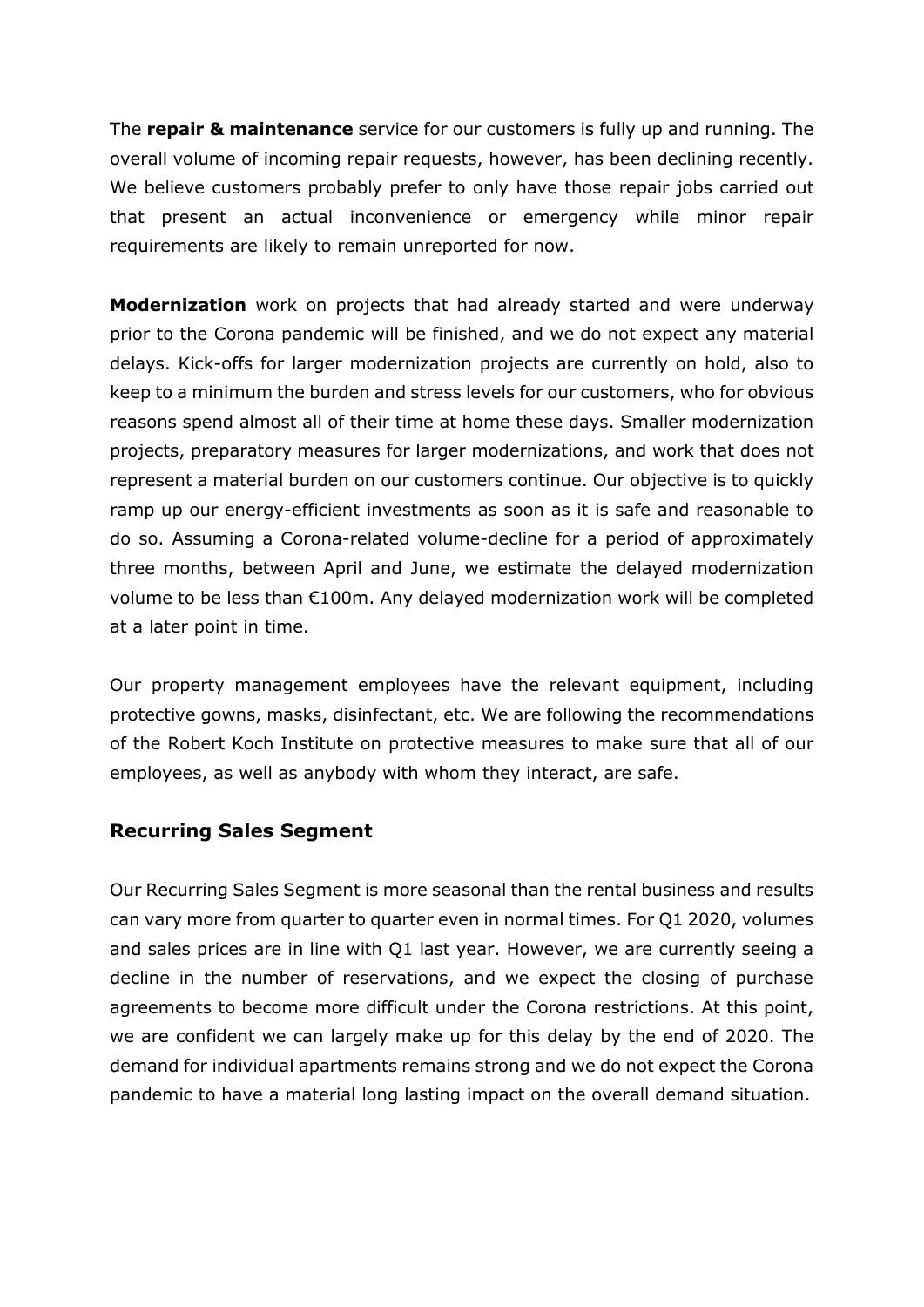The **repair & maintenance** service for our customers is fully up and running. The overall volume of incoming repair requests, however, has been declining recently. We believe customers probably prefer to only have those repair jobs carried out that present an actual inconvenience or emergency while minor repair requirements are likely to remain unreported for now.

**Modernization** work on projects that had already started and were underway prior to the Corona pandemic will be finished, and we do not expect any material delays. Kick-offs for larger modernization projects are currently on hold, also to keep to a minimum the burden and stress levels for our customers, who for obvious reasons spend almost all of their time at home these days. Smaller modernization projects, preparatory measures for larger modernizations, and work that does not represent a material burden on our customers continue. Our objective is to quickly ramp up our energy-efficient investments as soon as it is safe and reasonable to do so. Assuming a Corona-related volume-decline for a period of approximately three months, between April and June, we estimate the delayed modernization volume to be less than €100m. Any delayed modernization work will be completed at a later point in time.

Our property management employees have the relevant equipment, including protective gowns, masks, disinfectant, etc. We are following the recommendations of the Robert Koch Institute on protective measures to make sure that all of our employees, as well as anybody with whom they interact, are safe.

## Recurring Sales Segment

Our Recurring Sales Segment is more seasonal than the rental business and results can vary more from quarter to quarter even in normal times. For Q1 2020, volumes and sales prices are in line with Q1 last year. However, we are currently seeing a decline in the number of reservations, and we expect the closing of purchase agreements to become more difficult under the Corona restrictions. At this point, we are confident we can largely make up for this delay by the end of 2020. The demand for individual apartments remains strong and we do not expect the Corona pandemic to have a material long lasting impact on the overall demand situation.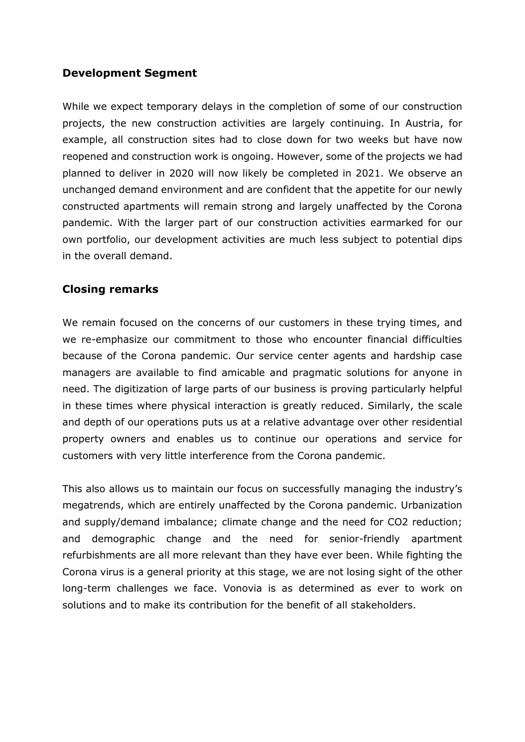## Development Segment

While we expect temporary delays in the completion of some of our construction projects, the new construction activities are largely continuing. In Austria, for example, all construction sites had to close down for two weeks but have now reopened and construction work is ongoing. However, some of the projects we had planned to deliver in 2020 will now likely be completed in 2021. We observe an unchanged demand environment and are confident that the appetite for our newly constructed apartments will remain strong and largely unaffected by the Corona pandemic. With the larger part of our construction activities earmarked for our own portfolio, our development activities are much less subject to potential dips in the overall demand.

## Closing remarks

We remain focused on the concerns of our customers in these trying times, and we re-emphasize our commitment to those who encounter financial difficulties because of the Corona pandemic. Our service center agents and hardship case managers are available to find amicable and pragmatic solutions for anyone in need. The digitization of large parts of our business is proving particularly helpful in these times where physical interaction is greatly reduced. Similarly, the scale and depth of our operations puts us at a relative advantage over other residential property owners and enables us to continue our operations and service for customers with very little interference from the Corona pandemic.

This also allows us to maintain our focus on successfully managing the industry's megatrends, which are entirely unaffected by the Corona pandemic. Urbanization and supply/demand imbalance; climate change and the need for $CO_2$ reduction; and demographic change and the need for senior-friendly apartment refurbishments are all more relevant than they have ever been. While fighting the Corona virus is a general priority at this stage, we are not losing sight of the other long-term challenges we face. Vonovia is as determined as ever to work on solutions and to make its contribution for the benefit of all stakeholders.